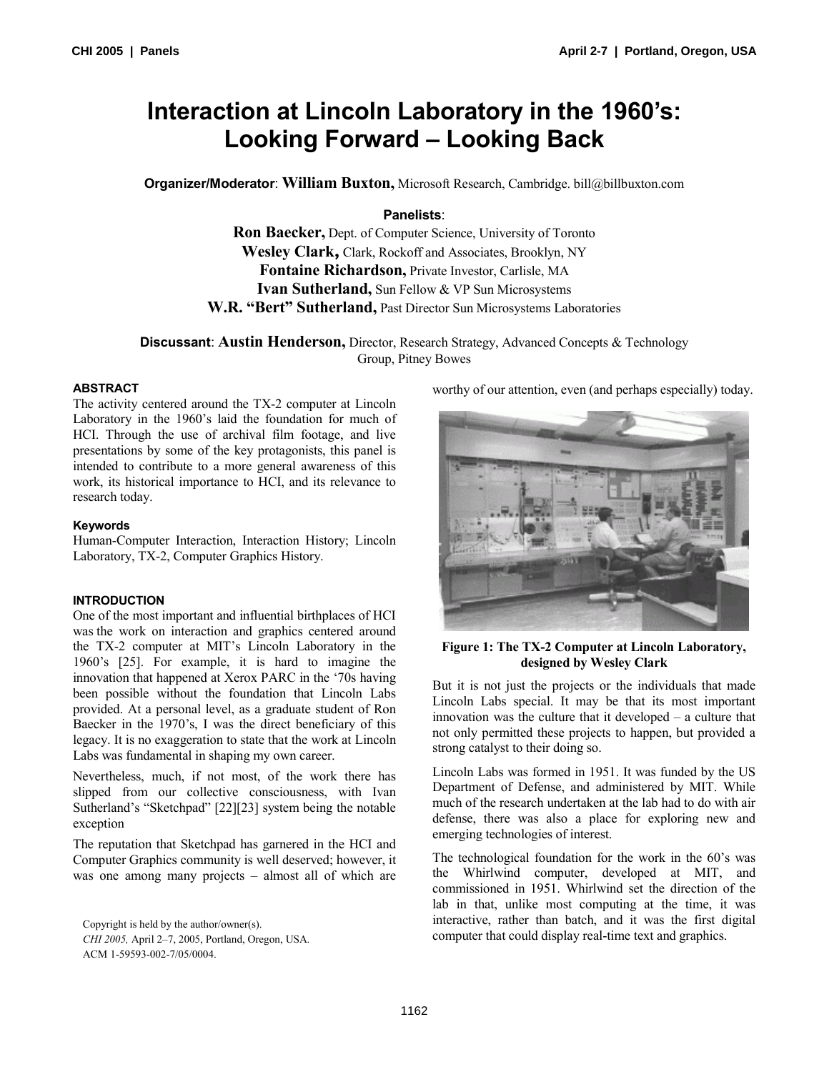# Interaction at Lincoln Laboratory in the 1960's: Looking Forward – Looking Back

**Organizer/Moderator**: **William Buxton,** Microsoft Research, Cambridge. bill@billbuxton.com

**Panelists**:

**Ron Baecker,** Dept. of Computer Science, University of Toronto
**Wesley Clark,** Clark, Rockoff and Associates, Brooklyn, NY
**Fontaine Richardson,** Private Investor, Carlisle, MA
**Ivan Sutherland,** Sun Fellow & VP Sun Microsystems
**W.R. "Bert" Sutherland,** Past Director Sun Microsystems Laboratories

**Discussant**: **Austin Henderson,** Director, Research Strategy, Advanced Concepts & Technology Group, Pitney Bowes

#### ABSTRACT

The activity centered around the TX-2 computer at Lincoln Laboratory in the 1960's laid the foundation for much of HCI. Through the use of archival film footage, and live presentations by some of the key protagonists, this panel is intended to contribute to a more general awareness of this work, its historical importance to HCI, and its relevance to research today.

#### Keywords

Human-Computer Interaction, Interaction History; Lincoln Laboratory, TX-2, Computer Graphics History.

#### INTRODUCTION

One of the most important and influential birthplaces of HCI was the work on interaction and graphics centered around the TX-2 computer at MIT's Lincoln Laboratory in the 1960's [25]. For example, it is hard to imagine the innovation that happened at Xerox PARC in the '70s having been possible without the foundation that Lincoln Labs provided. At a personal level, as a graduate student of Ron Baecker in the 1970's, I was the direct beneficiary of this legacy. It is no exaggeration to state that the work at Lincoln Labs was fundamental in shaping my own career.

Nevertheless, much, if not most, of the work there has slipped from our collective consciousness, with Ivan Sutherland's "Sketchpad" [22][23] system being the notable exception

The reputation that Sketchpad has garnered in the HCI and Computer Graphics community is well deserved; however, it was one among many projects – almost all of which are worthy of our attention, even (and perhaps especially) today.

**Figure 1: The TX-2 Computer at Lincoln Laboratory, designed by Wesley Clark**

But it is not just the projects or the individuals that made Lincoln Labs special. It may be that its most important innovation was the culture that it developed – a culture that not only permitted these projects to happen, but provided a strong catalyst to their doing so.

Lincoln Labs was formed in 1951. It was funded by the US Department of Defense, and administered by MIT. While much of the research undertaken at the lab had to do with air defense, there was also a place for exploring new and emerging technologies of interest.

The technological foundation for the work in the 60's was the Whirlwind computer, developed at MIT, and commissioned in 1951. Whirlwind set the direction of the lab in that, unlike most computing at the time, it was interactive, rather than batch, and it was the first digital computer that could display real-time text and graphics.

Copyright is held by the author/owner(s).
*CHI 2005,* April 2–7, 2005, Portland, Oregon, USA.
ACM 1-59593-002-7/05/0004.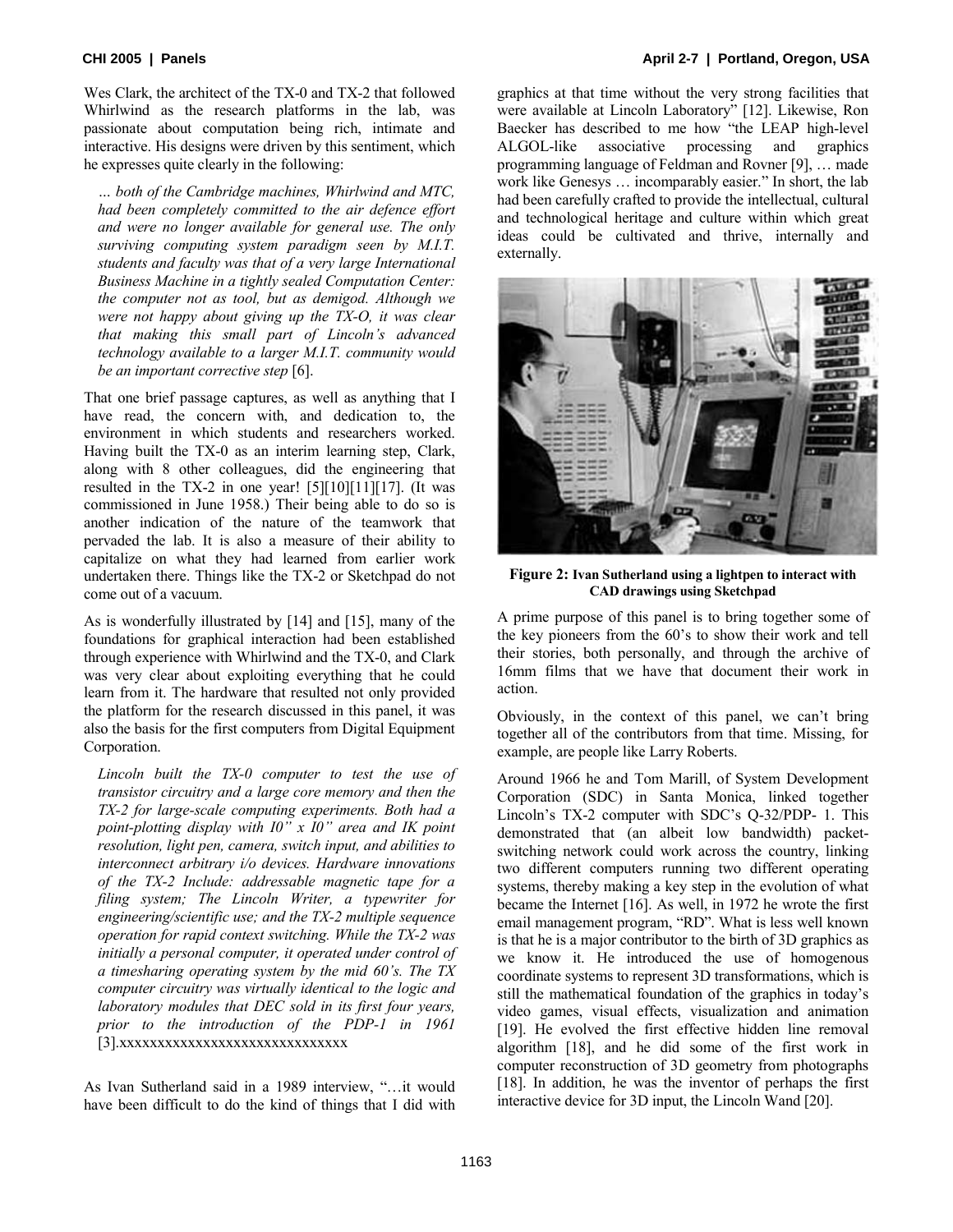Wes Clark, the architect of the TX-0 and TX-2 that followed Whirlwind as the research platforms in the lab, was passionate about computation being rich, intimate and interactive. His designs were driven by this sentiment, which he expresses quite clearly in the following:

> *… both of the Cambridge machines, Whirlwind and MTC, had been completely committed to the air defence effort and were no longer available for general use. The only surviving computing system paradigm seen by M.I.T. students and faculty was that of a very large International Business Machine in a tightly sealed Computation Center: the computer not as tool, but as demigod. Although we were not happy about giving up the TX-O, it was clear that making this small part of Lincoln's advanced technology available to a larger M.I.T. community would be an important corrective step* [6].

That one brief passage captures, as well as anything that I have read, the concern with, and dedication to, the environment in which students and researchers worked. Having built the TX-0 as an interim learning step, Clark, along with 8 other colleagues, did the engineering that resulted in the TX-2 in one year! [5][10][11][17]. (It was commissioned in June 1958.) Their being able to do so is another indication of the nature of the teamwork that pervaded the lab. It is also a measure of their ability to capitalize on what they had learned from earlier work undertaken there. Things like the TX-2 or Sketchpad do not come out of a vacuum.

As is wonderfully illustrated by [14] and [15], many of the foundations for graphical interaction had been established through experience with Whirlwind and the TX-0, and Clark was very clear about exploiting everything that he could learn from it. The hardware that resulted not only provided the platform for the research discussed in this panel, it was also the basis for the first computers from Digital Equipment Corporation.

> *Lincoln built the TX-0 computer to test the use of transistor circuitry and a large core memory and then the TX-2 for large-scale computing experiments. Both had a point-plotting display with I0" x I0" area and IK point resolution, light pen, camera, switch input, and abilities to interconnect arbitrary i/o devices. Hardware innovations of the TX-2 Include: addressable magnetic tape for a filing system; The Lincoln Writer, a typewriter for engineering/scientific use; and the TX-2 multiple sequence operation for rapid context switching. While the TX-2 was initially a personal computer, it operated under control of a timesharing operating system by the mid 60's. The TX computer circuitry was virtually identical to the logic and laboratory modules that DEC sold in its first four years, prior to the introduction of the PDP-1 in 1961* [3].xxxxxxxxxxxxxxxxxxxxxxxxxxxxxx

As Ivan Sutherland said in a 1989 interview, "…it would have been difficult to do the kind of things that I did with graphics at that time without the very strong facilities that were available at Lincoln Laboratory" [12]. Likewise, Ron Baecker has described to me how "the LEAP high-level ALGOL-like associative processing and graphics programming language of Feldman and Rovner [9], … made work like Genesys … incomparably easier." In short, the lab had been carefully crafted to provide the intellectual, cultural and technological heritage and culture within which great ideas could be cultivated and thrive, internally and externally.

**Figure 2:** **Ivan Sutherland using a lightpen to interact with CAD drawings using Sketchpad**

A prime purpose of this panel is to bring together some of the key pioneers from the 60's to show their work and tell their stories, both personally, and through the archive of 16mm films that we have that document their work in action.

Obviously, in the context of this panel, we can't bring together all of the contributors from that time. Missing, for example, are people like Larry Roberts.

Around 1966 he and Tom Marill, of System Development Corporation (SDC) in Santa Monica, linked together Lincoln's TX-2 computer with SDC's Q-32/PDP- 1. This demonstrated that (an albeit low bandwidth) packet-switching network could work across the country, linking two different computers running two different operating systems, thereby making a key step in the evolution of what became the Internet [16]. As well, in 1972 he wrote the first email management program, "RD". What is less well known is that he is a major contributor to the birth of 3D graphics as we know it. He introduced the use of homogenous coordinate systems to represent 3D transformations, which is still the mathematical foundation of the graphics in today's video games, visual effects, visualization and animation [19]. He evolved the first effective hidden line removal algorithm [18], and he did some of the first work in computer reconstruction of 3D geometry from photographs [18]. In addition, he was the inventor of perhaps the first interactive device for 3D input, the Lincoln Wand [20].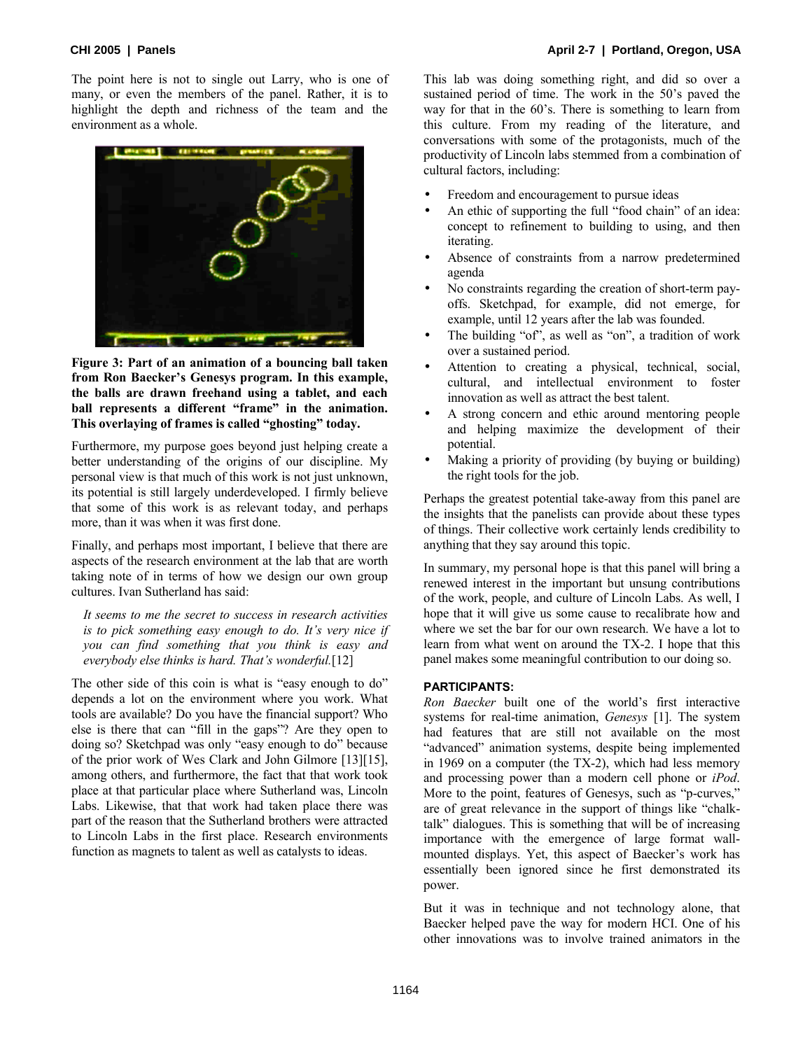The point here is not to single out Larry, who is one of many, or even the members of the panel. Rather, it is to highlight the depth and richness of the team and the environment as a whole.

**Figure 3: Part of an animation of a bouncing ball taken from Ron Baecker's Genesys program. In this example, the balls are drawn freehand using a tablet, and each ball represents a different "frame" in the animation. This overlaying of frames is called "ghosting" today.**

Furthermore, my purpose goes beyond just helping create a better understanding of the origins of our discipline. My personal view is that much of this work is not just unknown, its potential is still largely underdeveloped. I firmly believe that some of this work is as relevant today, and perhaps more, than it was when it was first done.

Finally, and perhaps most important, I believe that there are aspects of the research environment at the lab that are worth taking note of in terms of how we design our own group cultures. Ivan Sutherland has said:

> *It seems to me the secret to success in research activities is to pick something easy enough to do. It's very nice if you can find something that you think is easy and everybody else thinks is hard. That's wonderful.*[12]

The other side of this coin is what is "easy enough to do" depends a lot on the environment where you work. What tools are available? Do you have the financial support? Who else is there that can "fill in the gaps"? Are they open to doing so? Sketchpad was only "easy enough to do" because of the prior work of Wes Clark and John Gilmore [13][15], among others, and furthermore, the fact that that work took place at that particular place where Sutherland was, Lincoln Labs. Likewise, that that work had taken place there was part of the reason that the Sutherland brothers were attracted to Lincoln Labs in the first place. Research environments function as magnets to talent as well as catalysts to ideas.

This lab was doing something right, and did so over a sustained period of time. The work in the 50's paved the way for that in the 60's. There is something to learn from this culture. From my reading of the literature, and conversations with some of the protagonists, much of the productivity of Lincoln labs stemmed from a combination of cultural factors, including:

- Freedom and encouragement to pursue ideas
- An ethic of supporting the full "food chain" of an idea: concept to refinement to building to using, and then iterating.
- Absence of constraints from a narrow predetermined agenda
- No constraints regarding the creation of short-term pay-offs. Sketchpad, for example, did not emerge, for example, until 12 years after the lab was founded.
- The building "of", as well as "on", a tradition of work over a sustained period.
- Attention to creating a physical, technical, social, cultural, and intellectual environment to foster innovation as well as attract the best talent.
- A strong concern and ethic around mentoring people and helping maximize the development of their potential.
- Making a priority of providing (by buying or building) the right tools for the job.

Perhaps the greatest potential take-away from this panel are the insights that the panelists can provide about these types of things. Their collective work certainly lends credibility to anything that they say around this topic.

In summary, my personal hope is that this panel will bring a renewed interest in the important but unsung contributions of the work, people, and culture of Lincoln Labs. As well, I hope that it will give us some cause to recalibrate how and where we set the bar for our own research. We have a lot to learn from what went on around the TX-2. I hope that this panel makes some meaningful contribution to our doing so.

## PARTICIPANTS:

*Ron Baecker* built one of the world's first interactive systems for real-time animation, *Genesys* [1]. The system had features that are still not available on the most "advanced" animation systems, despite being implemented in 1969 on a computer (the TX-2), which had less memory and processing power than a modern cell phone or *iPod*. More to the point, features of Genesys, such as "p-curves," are of great relevance in the support of things like "chalk-talk" dialogues. This is something that will be of increasing importance with the emergence of large format wall-mounted displays. Yet, this aspect of Baecker's work has essentially been ignored since he first demonstrated its power.

But it was in technique and not technology alone, that Baecker helped pave the way for modern HCI. One of his other innovations was to involve trained animators in the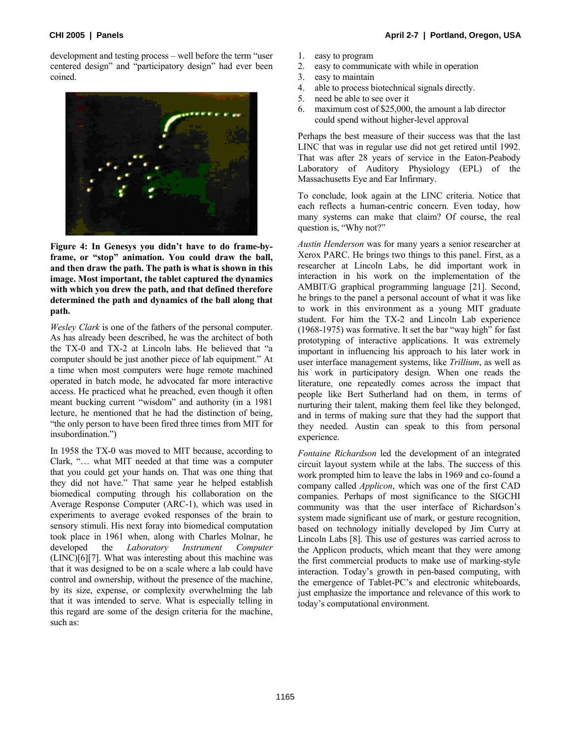development and testing process – well before the term "user centered design" and "participatory design" had ever been coined.

**Figure 4: In Genesys you didn't have to do frame-by-frame, or "stop" animation. You could draw the ball, and then draw the path. The path is what is shown in this image. Most important, the tablet captured the dynamics with which you drew the path, and that defined therefore determined the path and dynamics of the ball along that path.**

*Wesley Clark* is one of the fathers of the personal computer. As has already been described, he was the architect of both the TX-0 and TX-2 at Lincoln labs. He believed that "a computer should be just another piece of lab equipment." At a time when most computers were huge remote machined operated in batch mode, he advocated far more interactive access. He practiced what he preached, even though it often meant bucking current "wisdom" and authority (in a 1981 lecture, he mentioned that he had the distinction of being, "the only person to have been fired three times from MIT for insubordination.")

In 1958 the TX-0 was moved to MIT because, according to Clark, "… what MIT needed at that time was a computer that you could get your hands on. That was one thing that they did not have." That same year he helped establish biomedical computing through his collaboration on the Average Response Computer (ARC-1), which was used in experiments to average evoked responses of the brain to sensory stimuli. His next foray into biomedical computation took place in 1961 when, along with Charles Molnar, he developed the *Laboratory Instrument Computer* (LINC)[6][7]. What was interesting about this machine was that it was designed to be on a scale where a lab could have control and ownership, without the presence of the machine, by its size, expense, or complexity overwhelming the lab that it was intended to serve. What is especially telling in this regard are some of the design criteria for the machine, such as:

1. easy to program
2. easy to communicate with while in operation
3. easy to maintain
4. able to process biotechnical signals directly.
5. need be able to see over it
6. maximum cost of $25,000, the amount a lab director could spend without higher-level approval

Perhaps the best measure of their success was that the last LINC that was in regular use did not get retired until 1992. That was after 28 years of service in the Eaton-Peabody Laboratory of Auditory Physiology (EPL) of the Massachusetts Eye and Ear Infirmary.

To conclude, look again at the LINC criteria. Notice that each reflects a human-centric concern. Even today, how many systems can make that claim? Of course, the real question is, "Why not?"

*Austin Henderson* was for many years a senior researcher at Xerox PARC. He brings two things to this panel. First, as a researcher at Lincoln Labs, he did important work in interaction in his work on the implementation of the AMBIT/G graphical programming language [21]. Second, he brings to the panel a personal account of what it was like to work in this environment as a young MIT graduate student. For him the TX-2 and Lincoln Lab experience (1968-1975) was formative. It set the bar "way high" for fast prototyping of interactive applications. It was extremely important in influencing his approach to his later work in user interface management systems, like *Trillium*, as well as his work in participatory design. When one reads the literature, one repeatedly comes across the impact that people like Bert Sutherland had on them, in terms of nurturing their talent, making them feel like they belonged, and in terms of making sure that they had the support that they needed. Austin can speak to this from personal experience.

*Fontaine Richardson* led the development of an integrated circuit layout system while at the labs. The success of this work prompted him to leave the labs in 1969 and co-found a company called *Applicon*, which was one of the first CAD companies. Perhaps of most significance to the SIGCHI community was that the user interface of Richardson's system made significant use of mark, or gesture recognition, based on technology initially developed by Jim Curry at Lincoln Labs [8]. This use of gestures was carried across to the Applicon products, which meant that they were among the first commercial products to make use of marking-style interaction. Today's growth in pen-based computing, with the emergence of Tablet-PC's and electronic whiteboards, just emphasize the importance and relevance of this work to today's computational environment.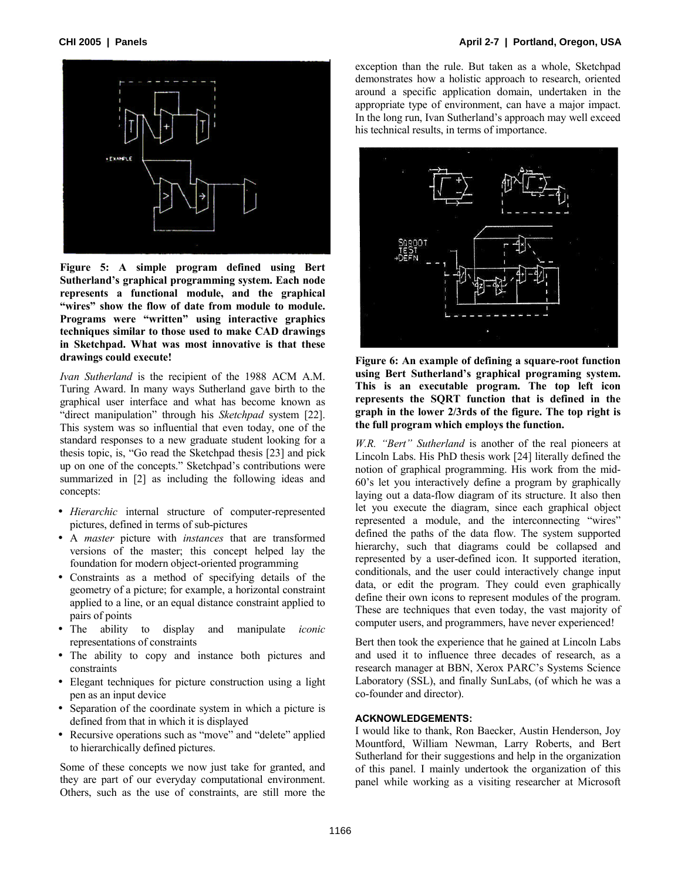**Figure 5: A simple program defined using Bert Sutherland's graphical programming system. Each node represents a functional module, and the graphical "wires" show the flow of date from module to module. Programs were "written" using interactive graphics techniques similar to those used to make CAD drawings in Sketchpad. What was most innovative is that these drawings could execute!**

*Ivan Sutherland* is the recipient of the 1988 ACM A.M. Turing Award. In many ways Sutherland gave birth to the graphical user interface and what has become known as "direct manipulation" through his *Sketchpad* system [22]. This system was so influential that even today, one of the standard responses to a new graduate student looking for a thesis topic, is, "Go read the Sketchpad thesis [23] and pick up on one of the concepts." Sketchpad's contributions were summarized in [2] as including the following ideas and concepts:

- *Hierarchic* internal structure of computer-represented pictures, defined in terms of sub-pictures
- A *master* picture with *instances* that are transformed versions of the master; this concept helped lay the foundation for modern object-oriented programming
- Constraints as a method of specifying details of the geometry of a picture; for example, a horizontal constraint applied to a line, or an equal distance constraint applied to pairs of points
- The ability to display and manipulate *iconic* representations of constraints
- The ability to copy and instance both pictures and constraints
- Elegant techniques for picture construction using a light pen as an input device
- Separation of the coordinate system in which a picture is defined from that in which it is displayed
- Recursive operations such as "move" and "delete" applied to hierarchically defined pictures.

Some of these concepts we now just take for granted, and they are part of our everyday computational environment. Others, such as the use of constraints, are still more the exception than the rule. But taken as a whole, Sketchpad demonstrates how a holistic approach to research, oriented around a specific application domain, undertaken in the appropriate type of environment, can have a major impact. In the long run, Ivan Sutherland's approach may well exceed his technical results, in terms of importance.

**Figure 6: An example of defining a square-root function using Bert Sutherland's graphical programing system. This is an executable program. The top left icon represents the SQRT function that is defined in the graph in the lower 2/3rds of the figure. The top right is the full program which employs the function.**

*W.R. "Bert" Sutherland* is another of the real pioneers at Lincoln Labs. His PhD thesis work [24] literally defined the notion of graphical programming. His work from the mid-60's let you interactively define a program by graphically laying out a data-flow diagram of its structure. It also then let you execute the diagram, since each graphical object represented a module, and the interconnecting "wires" defined the paths of the data flow. The system supported hierarchy, such that diagrams could be collapsed and represented by a user-defined icon. It supported iteration, conditionals, and the user could interactively change input data, or edit the program. They could even graphically define their own icons to represent modules of the program. These are techniques that even today, the vast majority of computer users, and programmers, have never experienced!

Bert then took the experience that he gained at Lincoln Labs and used it to influence three decades of research, as a research manager at BBN, Xerox PARC's Systems Science Laboratory (SSL), and finally SunLabs, (of which he was a co-founder and director).

#### ACKNOWLEDGEMENTS:

I would like to thank, Ron Baecker, Austin Henderson, Joy Mountford, William Newman, Larry Roberts, and Bert Sutherland for their suggestions and help in the organization of this panel. I mainly undertook the organization of this panel while working as a visiting researcher at Microsoft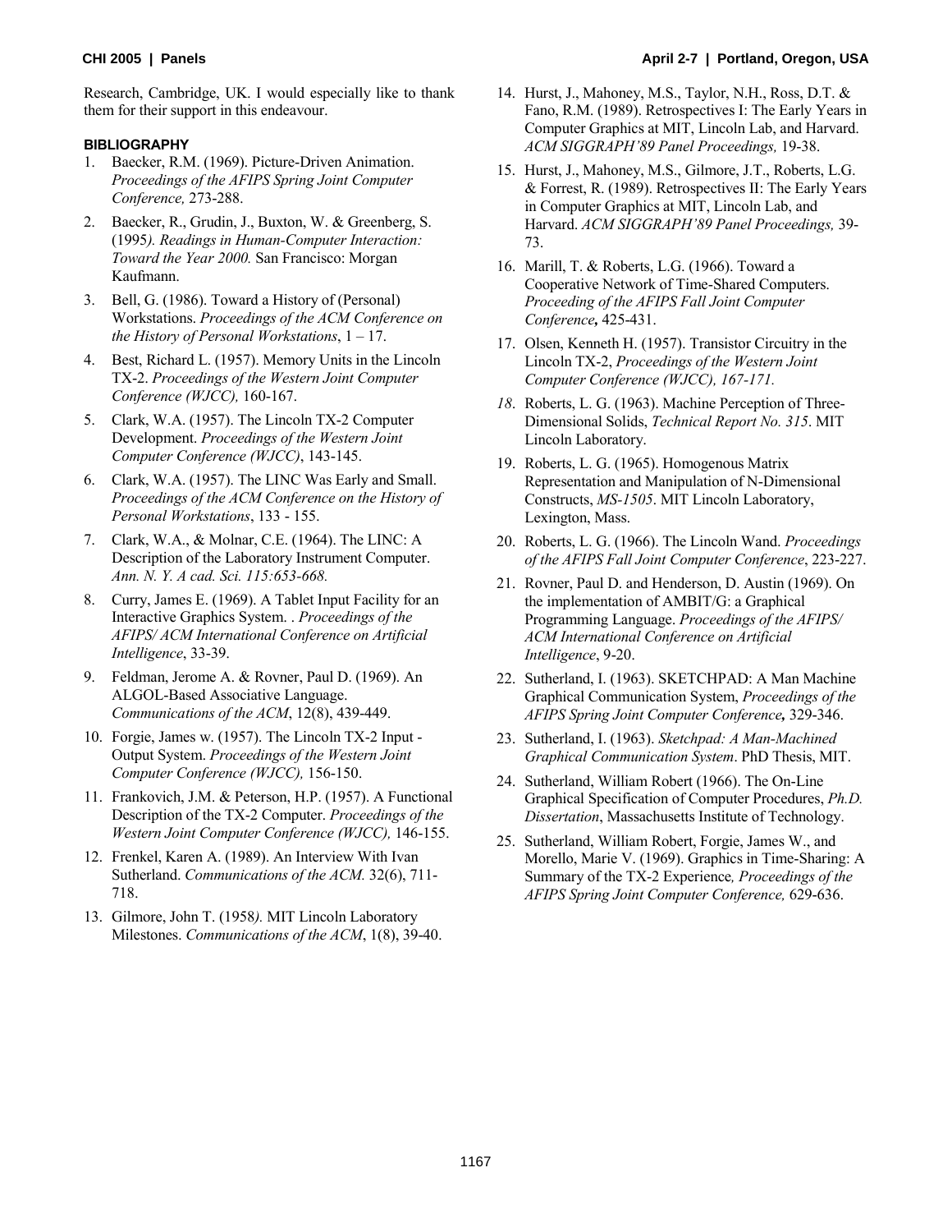Research, Cambridge, UK. I would especially like to thank them for their support in this endeavour.

## BIBLIOGRAPHY

1. Baecker, R.M. (1969). Picture-Driven Animation. *Proceedings of the AFIPS Spring Joint Computer Conference,* 273-288.
2. Baecker, R., Grudin, J., Buxton, W. & Greenberg, S. (1995*). Readings in Human-Computer Interaction: Toward the Year 2000.* San Francisco: Morgan Kaufmann.
3. Bell, G. (1986). Toward a History of (Personal) Workstations. *Proceedings of the ACM Conference on the History of Personal Workstations*, 1 – 17.
4. Best, Richard L. (1957). Memory Units in the Lincoln TX-2. *Proceedings of the Western Joint Computer Conference (WJCC),* 160-167.
5. Clark, W.A. (1957). The Lincoln TX-2 Computer Development. *Proceedings of the Western Joint Computer Conference (WJCC)*, 143-145.
6. Clark, W.A. (1957). The LINC Was Early and Small. *Proceedings of the ACM Conference on the History of Personal Workstations*, 133 - 155.
7. Clark, W.A., & Molnar, C.E. (1964). The LINC: A Description of the Laboratory Instrument Computer. *Ann. N. Y. A cad. Sci. 115:653-668.*
8. Curry, James E. (1969). A Tablet Input Facility for an Interactive Graphics System. . *Proceedings of the AFIPS/ ACM International Conference on Artificial Intelligence*, 33-39.
9. Feldman, Jerome A. & Rovner, Paul D. (1969). An ALGOL-Based Associative Language. *Communications of the ACM*, 12(8), 439-449.
10. Forgie, James w. (1957). The Lincoln TX-2 Input - Output System. *Proceedings of the Western Joint Computer Conference (WJCC),* 156-150.
11. Frankovich, J.M. & Peterson, H.P. (1957). A Functional Description of the TX-2 Computer. *Proceedings of the Western Joint Computer Conference (WJCC),* 146-155.
12. Frenkel, Karen A. (1989). An Interview With Ivan Sutherland. *Communications of the ACM.* 32(6), 711-718.
13. Gilmore, John T. (1958*).* MIT Lincoln Laboratory Milestones. *Communications of the ACM*, 1(8), 39-40.
14. Hurst, J., Mahoney, M.S., Taylor, N.H., Ross, D.T. & Fano, R.M. (1989). Retrospectives I: The Early Years in Computer Graphics at MIT, Lincoln Lab, and Harvard. *ACM SIGGRAPH'89 Panel Proceedings,* 19-38.
15. Hurst, J., Mahoney, M.S., Gilmore, J.T., Roberts, L.G. & Forrest, R. (1989). Retrospectives II: The Early Years in Computer Graphics at MIT, Lincoln Lab, and Harvard. *ACM SIGGRAPH'89 Panel Proceedings,* 39-73.
16. Marill, T. & Roberts, L.G. (1966). Toward a Cooperative Network of Time-Shared Computers. *Proceeding of the AFIPS Fall Joint Computer Conference***,** 425-431.
17. Olsen, Kenneth H. (1957). Transistor Circuitry in the Lincoln TX-2, *Proceedings of the Western Joint Computer Conference (WJCC), 167-171.*
18. Roberts, L. G. (1963). Machine Perception of Three-Dimensional Solids, *Technical Report No. 315*. MIT Lincoln Laboratory.
19. Roberts, L. G. (1965). Homogenous Matrix Representation and Manipulation of N-Dimensional Constructs, *MS-1505*. MIT Lincoln Laboratory, Lexington, Mass.
20. Roberts, L. G. (1966). The Lincoln Wand. *Proceedings of the AFIPS Fall Joint Computer Conference*, 223-227.
21. Rovner, Paul D. and Henderson, D. Austin (1969). On the implementation of AMBIT/G: a Graphical Programming Language. *Proceedings of the AFIPS/ ACM International Conference on Artificial Intelligence*, 9-20.
22. Sutherland, I. (1963). SKETCHPAD: A Man Machine Graphical Communication System, *Proceedings of the AFIPS Spring Joint Computer Conference***,** 329-346.
23. Sutherland, I. (1963). *Sketchpad: A Man-Machined Graphical Communication System*. PhD Thesis, MIT.
24. Sutherland, William Robert (1966). The On-Line Graphical Specification of Computer Procedures, *Ph.D. Dissertation*, Massachusetts Institute of Technology.
25. Sutherland, William Robert, Forgie, James W., and Morello, Marie V. (1969). Graphics in Time-Sharing: A Summary of the TX-2 Experience*, Proceedings of the AFIPS Spring Joint Computer Conference,* 629-636.